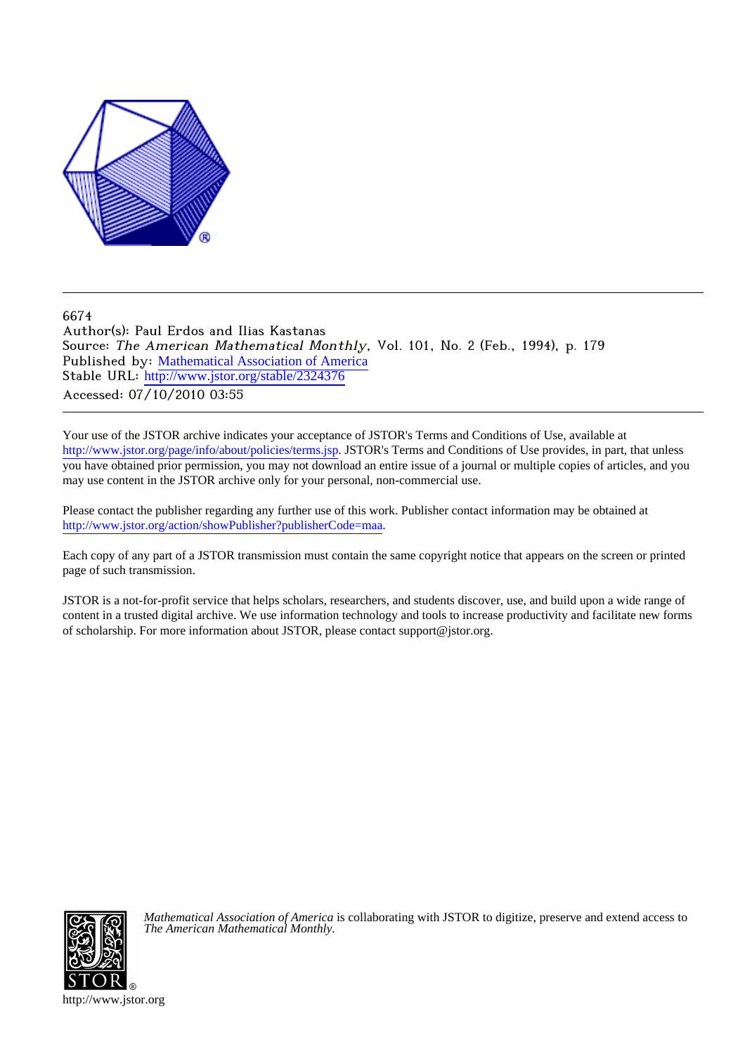6674

Author(s): Paul Erdos and Ilias Kastanas

Source: *The American Mathematical Monthly*, Vol. 101, No. 2 (Feb., 1994), p. 179

Published by: Mathematical Association of America

Stable URL: http://www.jstor.org/stable/2324376

Accessed: 07/10/2010 03:55

---

Your use of the JSTOR archive indicates your acceptance of JSTOR's Terms and Conditions of Use, available at http://www.jstor.org/page/info/about/policies/terms.jsp. JSTOR's Terms and Conditions of Use provides, in part, that unless you have obtained prior permission, you may not download an entire issue of a journal or multiple copies of articles, and you may use content in the JSTOR archive only for your personal, non-commercial use.

Please contact the publisher regarding any further use of this work. Publisher contact information may be obtained at http://www.jstor.org/action/showPublisher?publisherCode=maa.

Each copy of any part of a JSTOR transmission must contain the same copyright notice that appears on the screen or printed page of such transmission.

JSTOR is a not-for-profit service that helps scholars, researchers, and students discover, use, and build upon a wide range of content in a trusted digital archive. We use information technology and tools to increase productivity and facilitate new forms of scholarship. For more information about JSTOR, please contact support@jstor.org.

*Mathematical Association of America* is collaborating with JSTOR to digitize, preserve and extend access to *The American Mathematical Monthly.*

http://www.jstor.org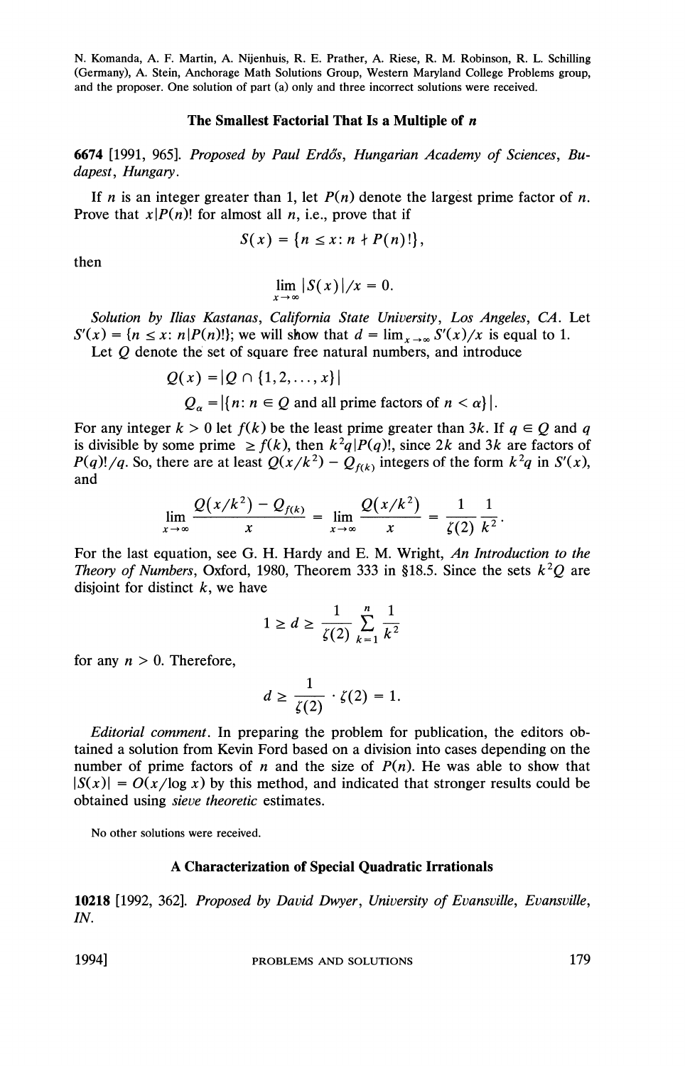N. Komanda, A. F. Martin, A. Nijenhuis, R. E. Prather, A. Riese, R. M. Robinson, R. L. Schilling (Germany), A. Stein, Anchorage Math Solutions Group, Western Maryland College Problems group, and the proposer. One solution of part (a) only and three incorrect solutions were received.

## The Smallest Factorial That Is a Multiple of $n$

**6674** [1991, 965]. *Proposed by Paul Erdős, Hungarian Academy of Sciences, Budapest, Hungary.*

If $n$ is an integer greater than 1, let $P(n)$ denote the largest prime factor of $n$. Prove that $x|P(n)!$ for almost all $n$, i.e., prove that if

$$S(x) = \{n \le x: n \nmid P(n)!\},$$

then

$$\lim_{x\to\infty} |S(x)|/x = 0.$$

*Solution by Ilias Kastanas, California State University, Los Angeles, CA.* Let $S'(x) = \{n \le x: n|P(n)!\}$; we will show that $d = \lim_{x\to\infty} S'(x)/x$ is equal to 1.

Let $Q$ denote the set of square free natural numbers, and introduce

$$Q(x) = |Q \cap \{1, 2, \ldots, x\}|$$

$$Q_\alpha = |\{n: n \in Q \text{ and all prime factors of } n < \alpha\}|.$$

For any integer $k > 0$ let $f(k)$ be the least prime greater than $3k$. If $q \in Q$ and $q$ is divisible by some prime $\ge f(k)$, then $k^2q|P(q)!$, since $2k$ and $3k$ are factors of $P(q)!/q$. So, there are at least $Q(x/k^2) - Q_{f(k)}$ integers of the form $k^2q$ in $S'(x)$, and

$$\lim_{x\to\infty} \frac{Q(x/k^2) - Q_{f(k)}}{x} = \lim_{x\to\infty} \frac{Q(x/k^2)}{x} = \frac{1}{\zeta(2)}\frac{1}{k^2}.$$

For the last equation, see G. H. Hardy and E. M. Wright, *An Introduction to the Theory of Numbers*, Oxford, 1980, Theorem 333 in §18.5. Since the sets $k^2Q$ are disjoint for distinct $k$, we have

$$1 \ge d \ge \frac{1}{\zeta(2)} \sum_{k=1}^{n} \frac{1}{k^2}$$

for any $n > 0$. Therefore,

$$d \ge \frac{1}{\zeta(2)} \cdot \zeta(2) = 1.$$

*Editorial comment.* In preparing the problem for publication, the editors obtained a solution from Kevin Ford based on a division into cases depending on the number of prime factors of $n$ and the size of $P(n)$. He was able to show that $|S(x)| = O(x/\log x)$ by this method, and indicated that stronger results could be obtained using *sieve theoretic* estimates.

No other solutions were received.

## A Characterization of Special Quadratic Irrationals

**10218** [1992, 362]. *Proposed by David Dwyer, University of Evansville, Evansville, IN.*